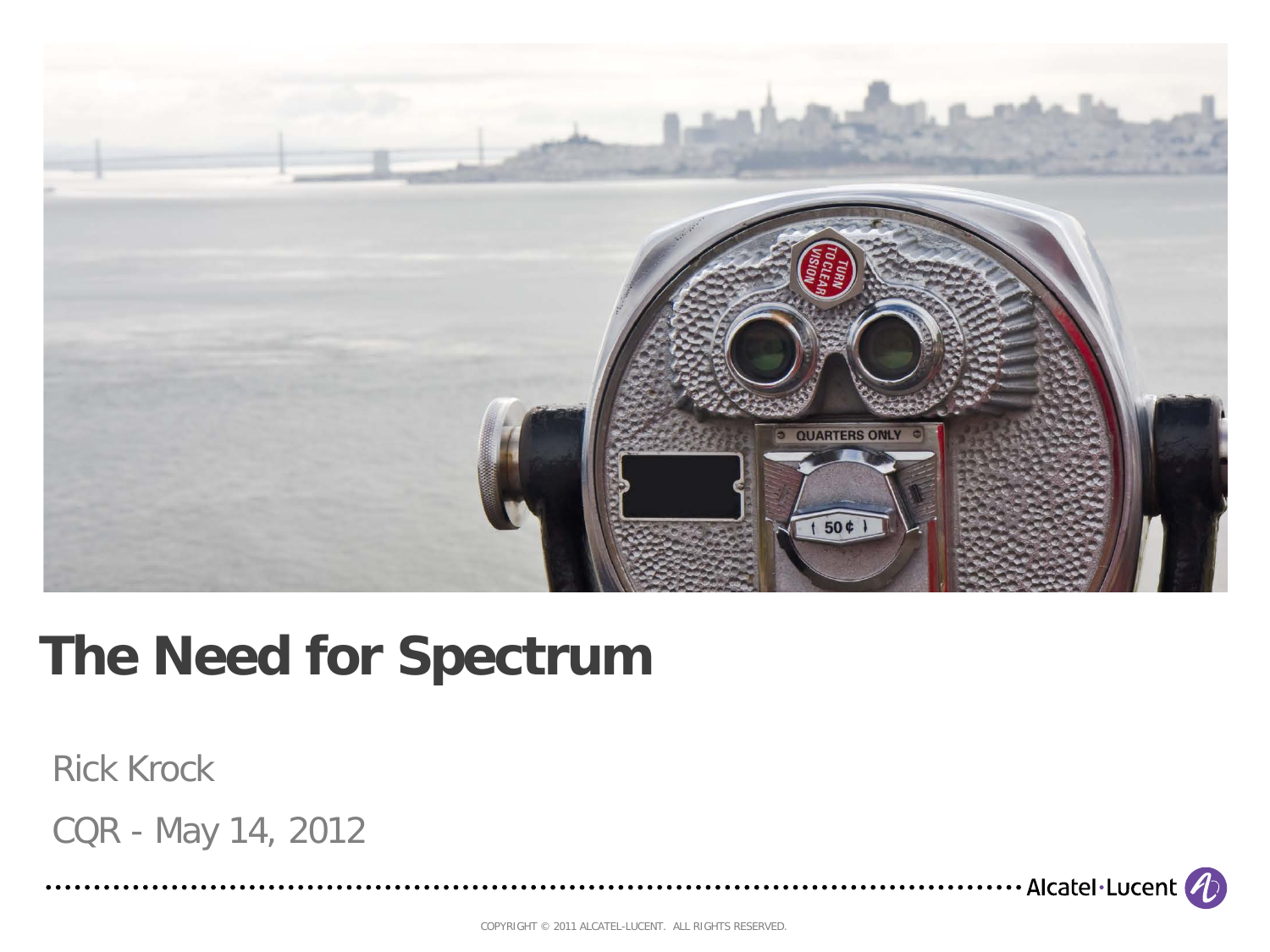# The Need for Spectrum

Rick Krock

CQR - May 14, 2012

Alcatel·Lucent

COPYRIGHT © 2011 ALCATEL-LUCENT. ALL RIGHTS RESERVED.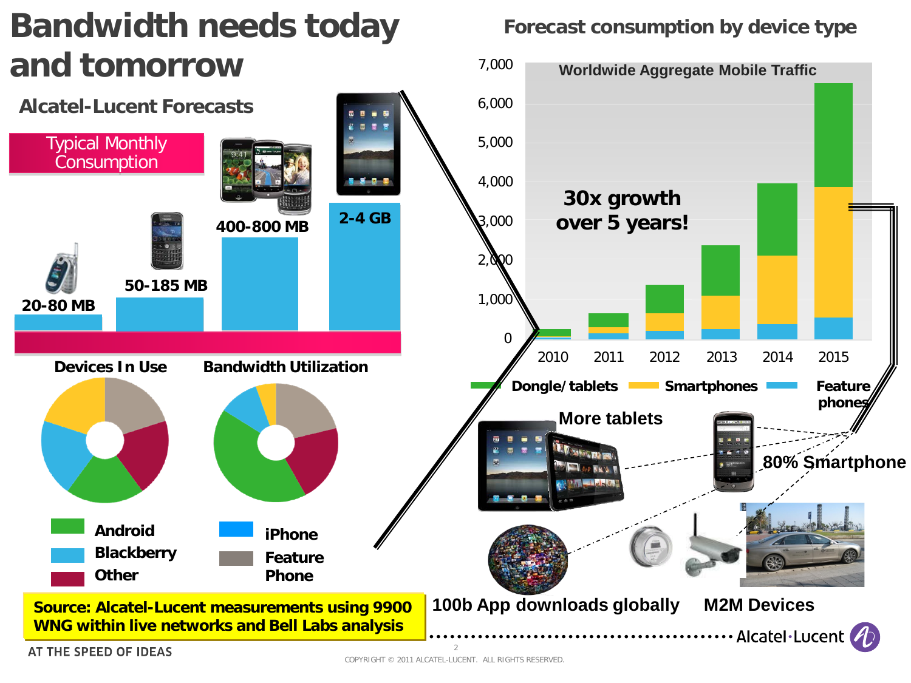# Bandwidth needs today and tomorrow

## Alcatel-Lucent Forecasts

**Typical Monthly Consumption**

- 20-80 MB
- 50-185 MB
- 400-800 MB
- 2-4 GB

**Devices In Use** | **Bandwidth Utilization**

- Android
- Blackberry
- Other
- iPhone
- Feature Phone

## Forecast consumption by device type

**Worldwide Aggregate Mobile Traffic**

**30x growth over 5 years!**

Years: 2010, 2011, 2012, 2013, 2014, 2015 (scale 0 – 7,000)

Legend: Dongle/tablets, Smartphones, Feature phones

- More tablets
- 80% Smartphone
- 100b App downloads globally
- M2M Devices

**Source: Alcatel-Lucent measurements using 9900 WNG within live networks and Bell Labs analysis**

AT THE SPEED OF IDEAS

COPYRIGHT © 2011 ALCATEL-LUCENT. ALL RIGHTS RESERVED.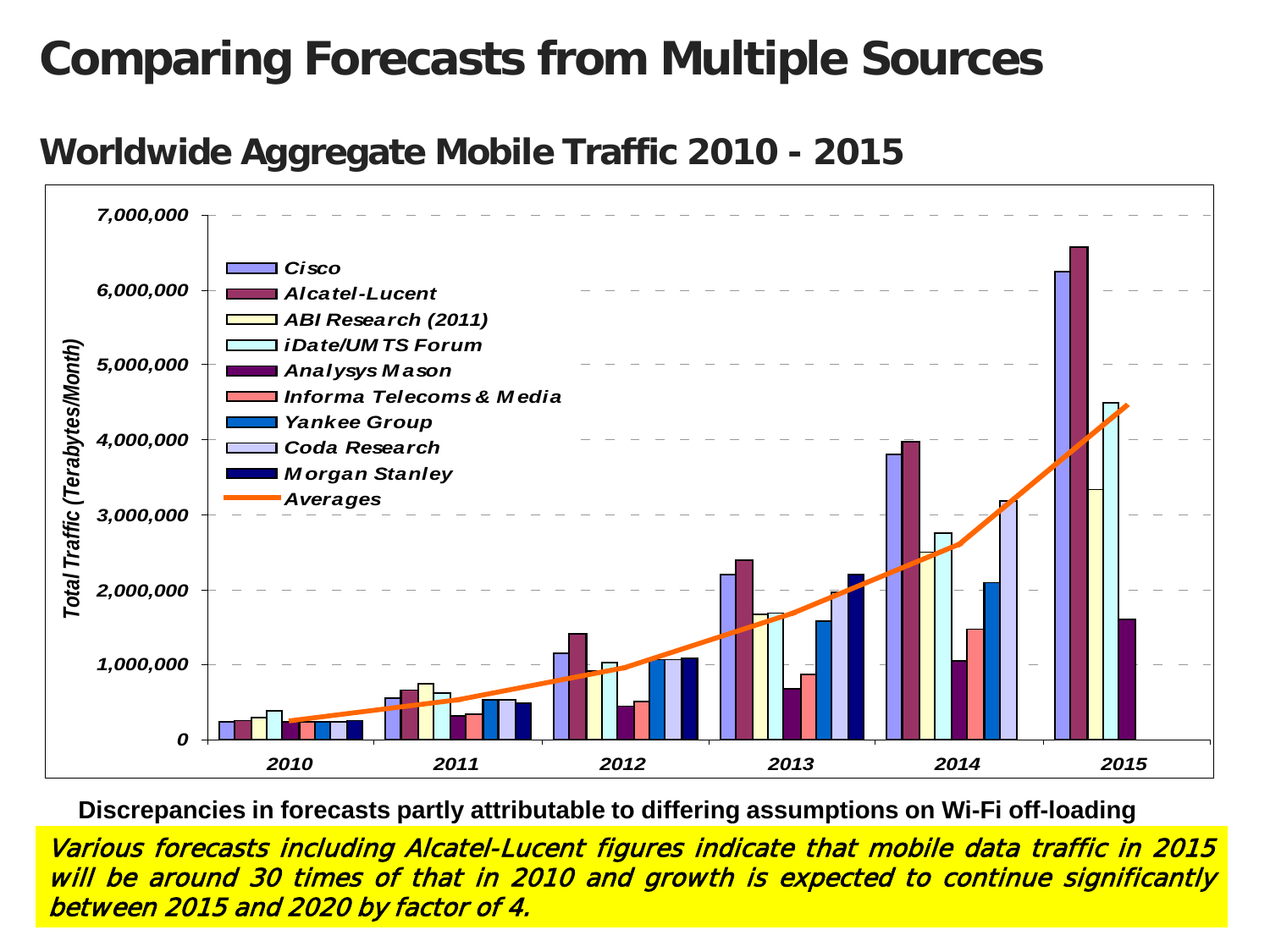# Comparing Forecasts from Multiple Sources

## Worldwide Aggregate Mobile Traffic 2010 - 2015

**Discrepancies in forecasts partly attributable to differing assumptions on Wi-Fi off-loading**

*Various forecasts including Alcatel-Lucent figures indicate that mobile data traffic in 2015 will be around 30 times of that in 2010 and growth is expected to continue significantly between 2015 and 2020 by factor of 4.*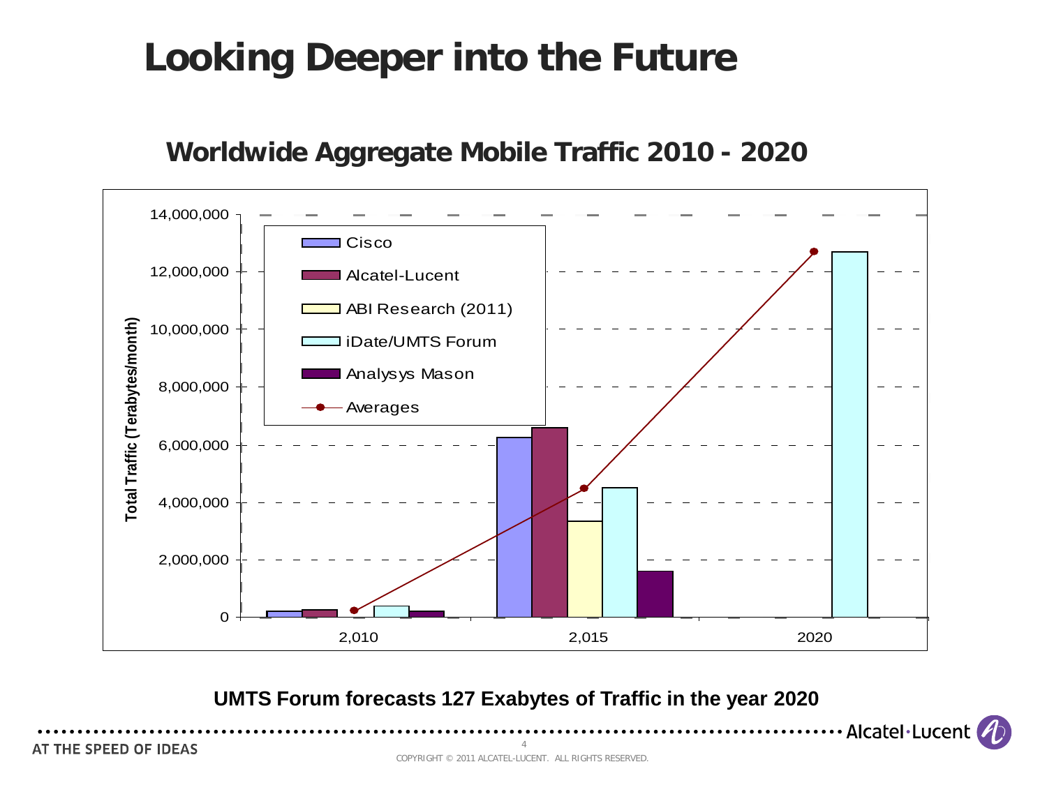# Looking Deeper into the Future

## Worldwide Aggregate Mobile Traffic 2010 - 2020

Total Traffic (Terabytes/month)

14,000,000
12,000,000
10,000,000
8,000,000
6,000,000
4,000,000
2,000,000
0

2,010 | 2,015 | 2020

- Cisco
- Alcatel-Lucent
- ABI Research (2011)
- iDate/UMTS Forum
- Analysys Mason
- Averages

**UMTS Forum forecasts 127 Exabytes of Traffic in the year 2020**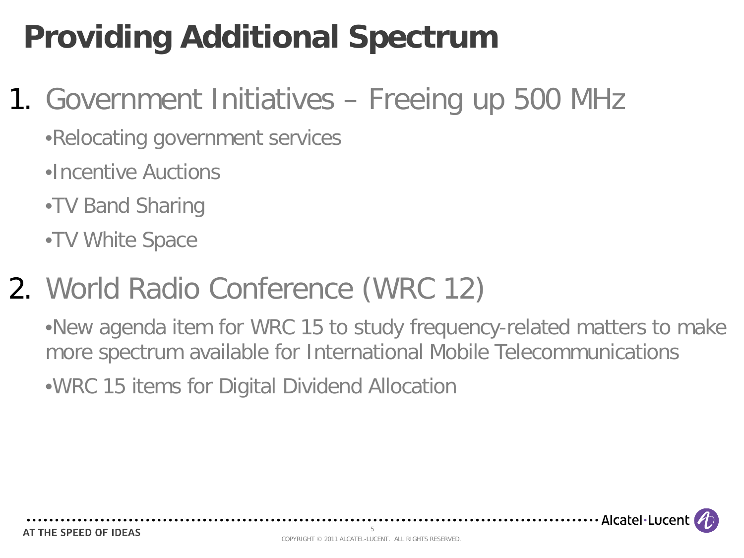# Providing Additional Spectrum

1. Government Initiatives – Freeing up 500 MHz
   - Relocating government services
   - Incentive Auctions
   - TV Band Sharing
   - TV White Space
2. World Radio Conference (WRC 12)
   - New agenda item for WRC 15 to study frequency-related matters to make more spectrum available for International Mobile Telecommunications
   - WRC 15 items for Digital Dividend Allocation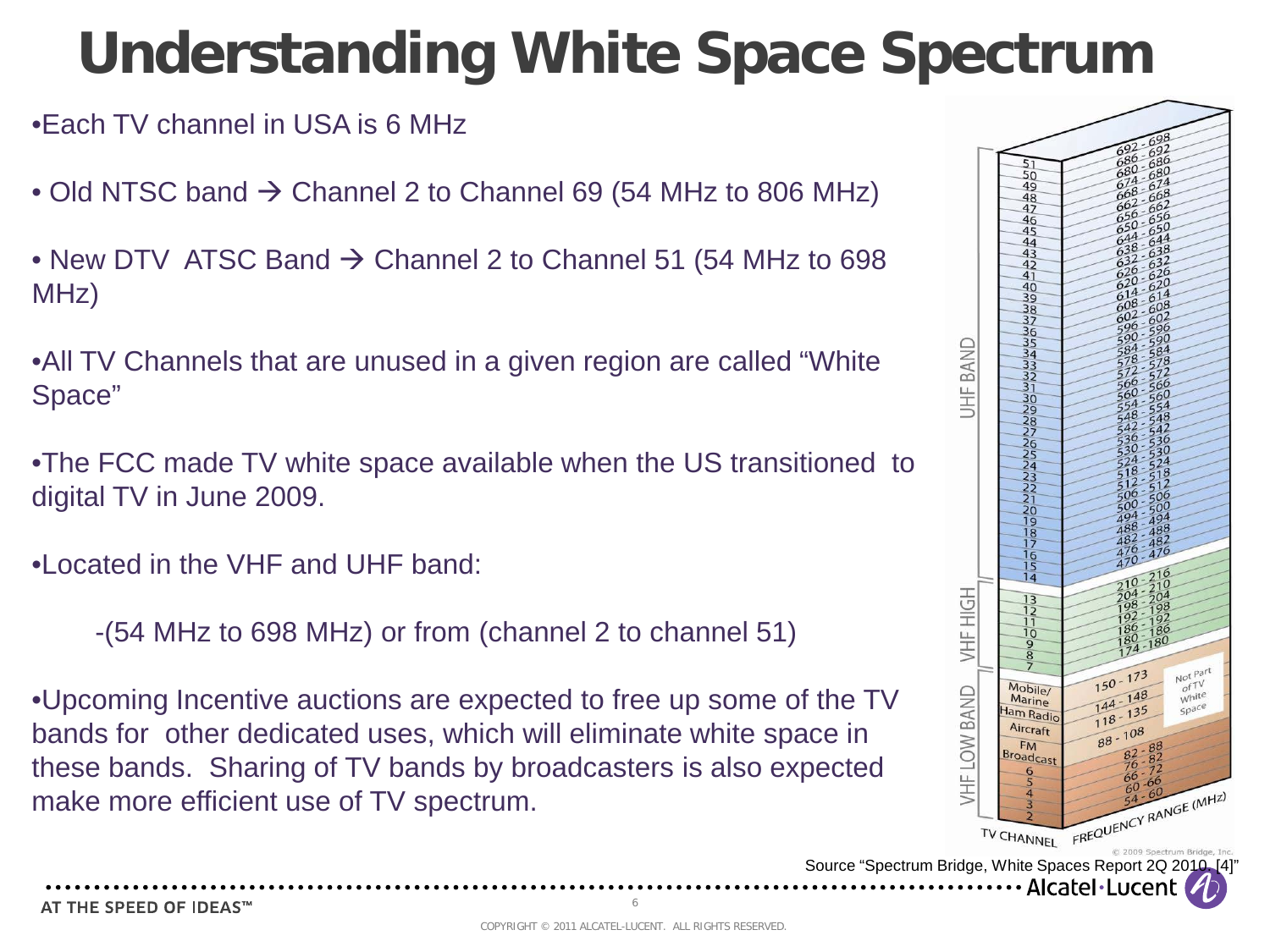# Understanding White Space Spectrum

- Each TV channel in USA is 6 MHz
- Old NTSC band → Channel 2 to Channel 69 (54 MHz to 806 MHz)
- New DTV ATSC Band → Channel 2 to Channel 51 (54 MHz to 698 MHz)
- All TV Channels that are unused in a given region are called "White Space"
- The FCC made TV white space available when the US transitioned to digital TV in June 2009.
- Located in the VHF and UHF band:

  -(54 MHz to 698 MHz) or from (channel 2 to channel 51)

- Upcoming Incentive auctions are expected to free up some of the TV bands for other dedicated uses, which will eliminate white space in these bands. Sharing of TV bands by broadcasters is also expected make more efficient use of TV spectrum.

| Band | TV Channel | Frequency Range (MHz) |
|---|---|---|
| UHF BAND | 51 | 692 - 698 |
| | 50 | 686 - 692 |
| | 49 | 680 - 686 |
| | 48 | 674 - 680 |
| | 47 | 668 - 674 |
| | 46 | 662 - 668 |
| | 45 | 656 - 662 |
| | 44 | 650 - 656 |
| | 43 | 644 - 650 |
| | 42 | 638 - 644 |
| | 41 | 632 - 638 |
| | 40 | 626 - 632 |
| | 39 | 620 - 626 |
| | 38 | 614 - 620 |
| | 37 | 608 - 614 |
| | 36 | 602 - 608 |
| | 35 | 596 - 602 |
| | 34 | 590 - 596 |
| | 33 | 584 - 590 |
| | 32 | 578 - 584 |
| | 31 | 572 - 578 |
| | 30 | 566 - 572 |
| | 29 | 560 - 566 |
| | 28 | 554 - 560 |
| | 27 | 548 - 554 |
| | 26 | 542 - 548 |
| | 25 | 536 - 542 |
| | 24 | 530 - 536 |
| | 23 | 524 - 530 |
| | 22 | 518 - 524 |
| | 21 | 512 - 518 |
| | 20 | 506 - 512 |
| | 19 | 500 - 506 |
| | 18 | 494 - 500 |
| | 17 | 488 - 494 |
| | 16 | 482 - 488 |
| | 15 | 476 - 482 |
| | 14 | 470 - 476 |
| VHF HIGH | 13 | 210 - 216 |
| | 12 | 204 - 210 |
| | 11 | 198 - 204 |
| | 10 | 192 - 198 |
| | 9 | 186 - 192 |
| | 8 | 180 - 186 |
| | 7 | 174 - 180 |
| VHF LOW BAND | Mobile/Marine | 150 - 173 (Not Part of TV White Space) |
| | Ham Radio | 144 - 148 |
| | Aircraft | 118 - 135 |
| | FM Broadcast | 88 - 108 |
| | 6 | 82 - 88 |
| | 5 | 76 - 82 |
| | 4 | 66 - 72 |
| | 3 | 60 - 66 |
| | 2 | 54 - 60 |

© 2009 Spectrum Bridge, Inc.

Source "Spectrum Bridge, White Spaces Report 2Q 2010, [4]"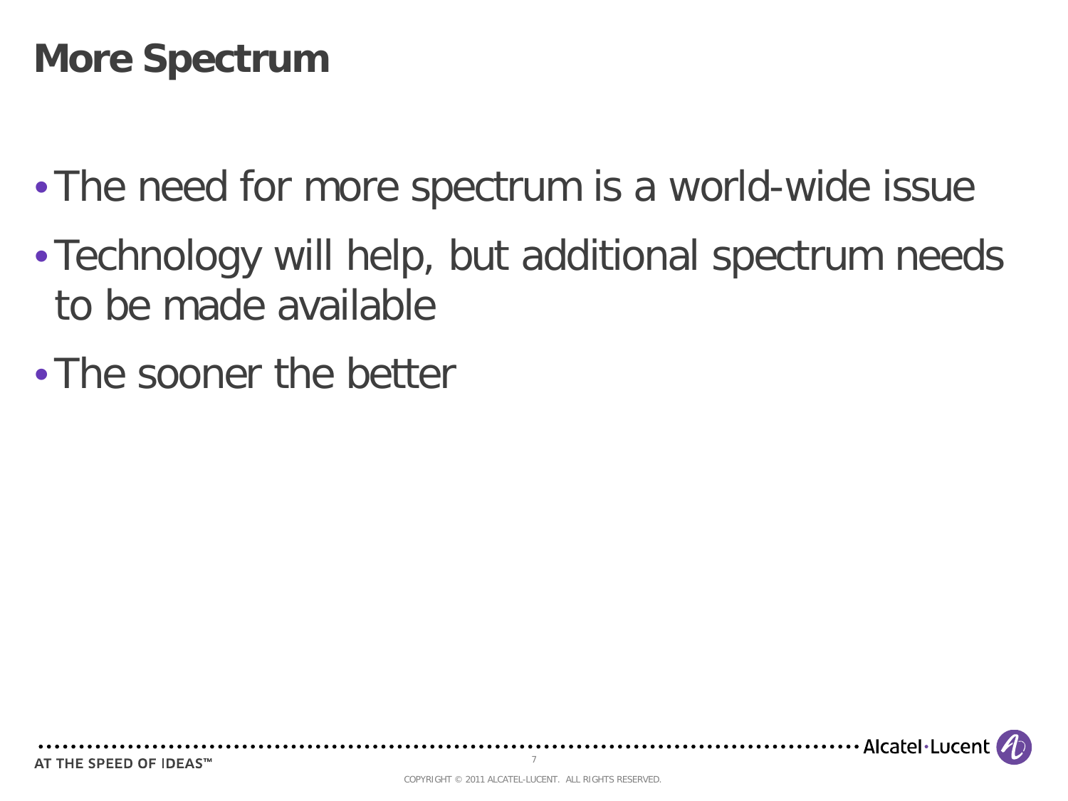# More Spectrum

- The need for more spectrum is a world-wide issue
- Technology will help, but additional spectrum needs to be made available
- The sooner the better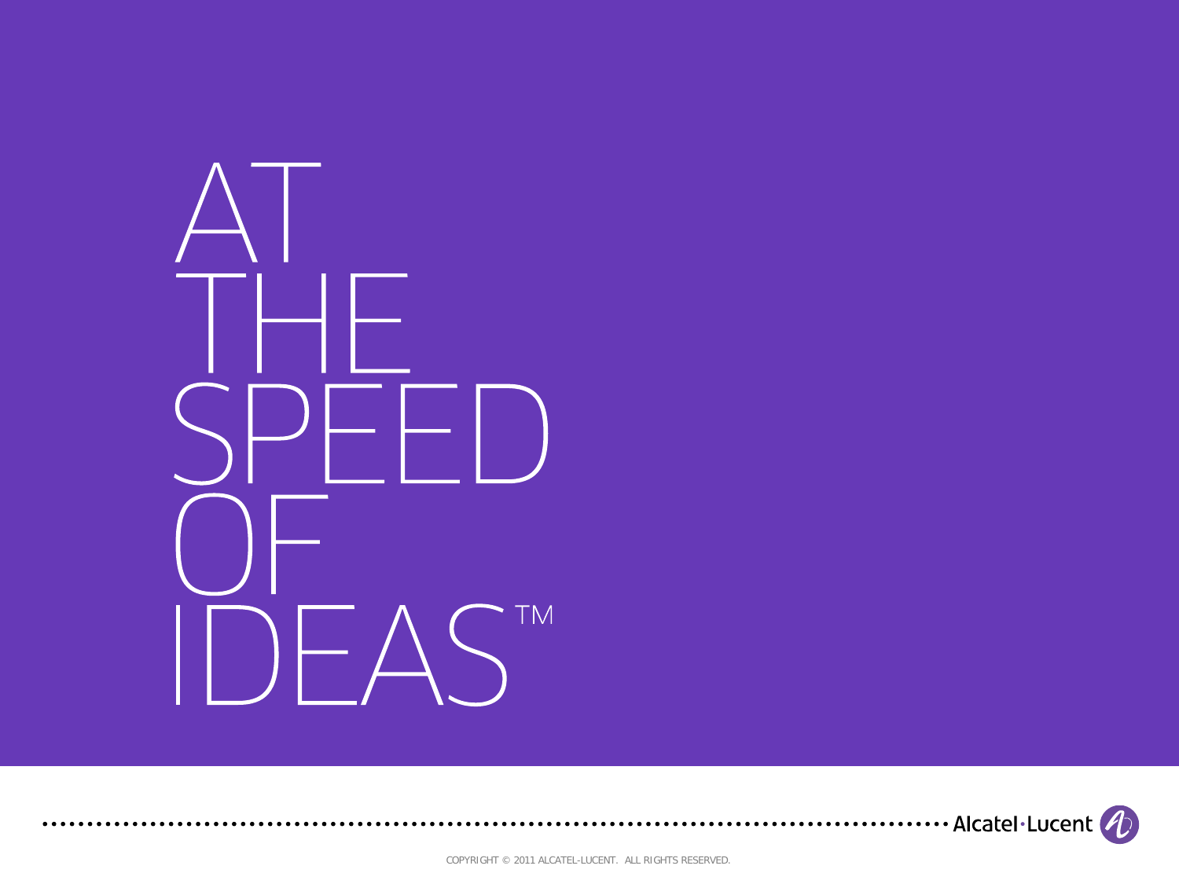# AT THE SPEED OF IDEAS™

Alcatel·Lucent

COPYRIGHT © 2011 ALCATEL-LUCENT. ALL RIGHTS RESERVED.